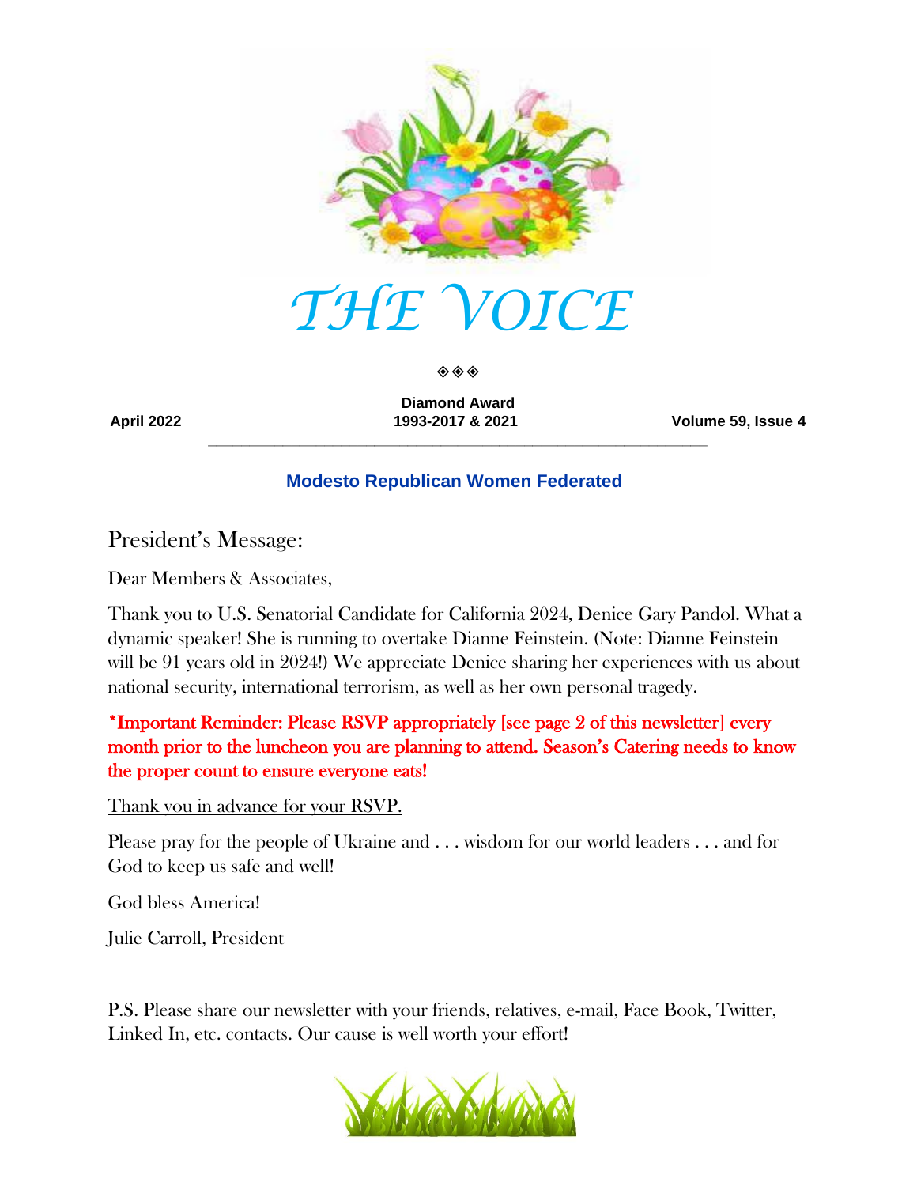# THE VOICE

◈◈◈

**April 2022** | **Diamond Award 1993-2017 & 2021** | **Volume 59, Issue 4**

---

### Modesto Republican Women Federated

## President's Message:

Dear Members & Associates,

Thank you to U.S. Senatorial Candidate for California 2024, Denice Gary Pandol. What a dynamic speaker! She is running to overtake Dianne Feinstein. (Note: Dianne Feinstein will be 91 years old in 2024!) We appreciate Denice sharing her experiences with us about national security, international terrorism, as well as her own personal tragedy.

**\*Important Reminder: Please RSVP appropriately [see page 2 of this newsletter] every month prior to the luncheon you are planning to attend. Season's Catering needs to know the proper count to ensure everyone eats!**

<u>Thank you in advance for your RSVP.</u>

Please pray for the people of Ukraine and . . . wisdom for our world leaders . . . and for God to keep us safe and well!

God bless America!

Julie Carroll, President

P.S. Please share our newsletter with your friends, relatives, e-mail, Face Book, Twitter, Linked In, etc. contacts. Our cause is well worth your effort!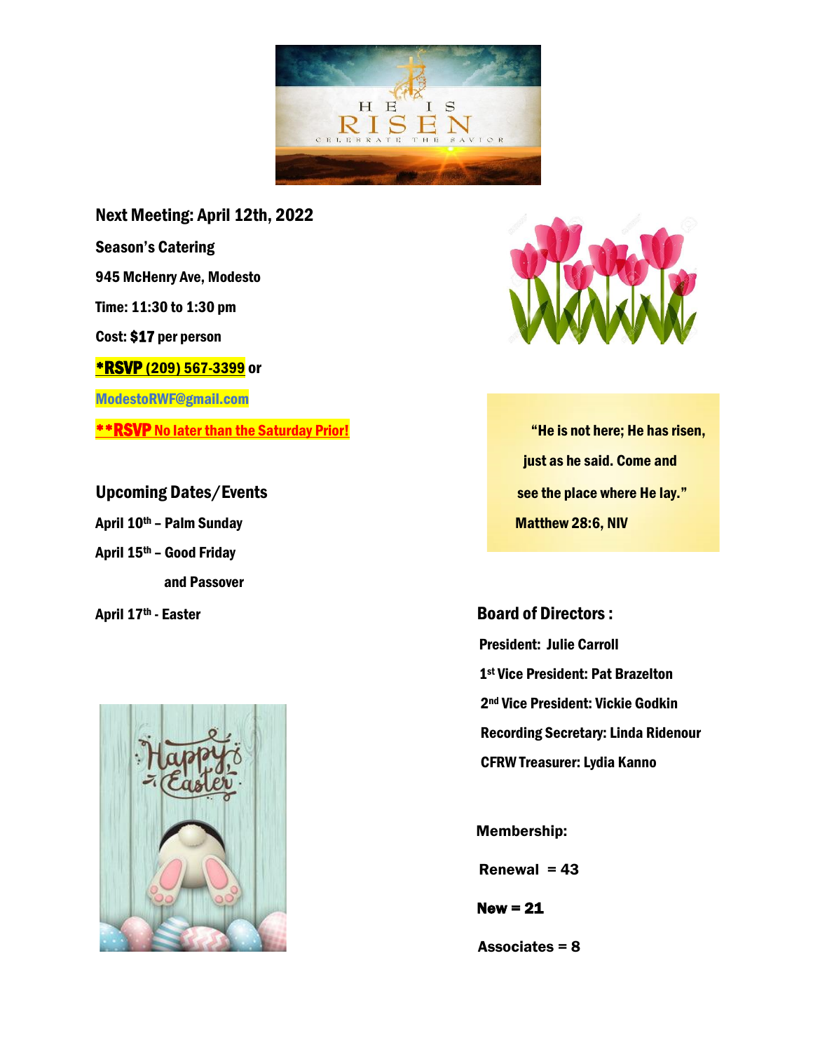## Next Meeting: April 12th, 2022

**Season's Catering**

**945 McHenry Ave, Modesto**

**Time: 11:30 to 1:30 pm**

**Cost: $17 per person**

**\*RSVP (209) 567-3399 or**

**ModestoRWF@gmail.com**

**\*\*RSVP No later than the Saturday Prior!**

## Upcoming Dates/Events

**April 10th – Palm Sunday**

**April 15th – Good Friday and Passover**

**April 17th - Easter**

> **"He is not here; He has risen, just as he said. Come and see the place where He lay."**
> **Matthew 28:6, NIV**

## Board of Directors :

**President: Julie Carroll**

**1st Vice President: Pat Brazelton**

**2nd Vice President: Vickie Godkin**

**Recording Secretary: Linda Ridenour**

**CFRW Treasurer: Lydia Kanno**

## Membership:

**Renewal = 43**

**New = 21**

**Associates = 8**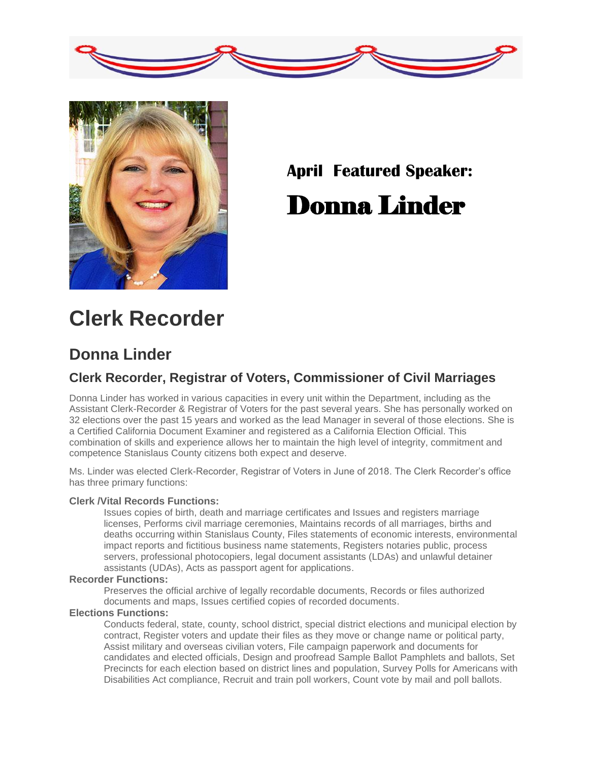**April Featured Speaker:**

# Donna Linder

# Clerk Recorder

## Donna Linder

### Clerk Recorder, Registrar of Voters, Commissioner of Civil Marriages

Donna Linder has worked in various capacities in every unit within the Department, including as the Assistant Clerk-Recorder & Registrar of Voters for the past several years. She has personally worked on 32 elections over the past 15 years and worked as the lead Manager in several of those elections. She is a Certified California Document Examiner and registered as a California Election Official. This combination of skills and experience allows her to maintain the high level of integrity, commitment and competence Stanislaus County citizens both expect and deserve.

Ms. Linder was elected Clerk-Recorder, Registrar of Voters in June of 2018. The Clerk Recorder's office has three primary functions:

**Clerk /Vital Records Functions:**

Issues copies of birth, death and marriage certificates and Issues and registers marriage licenses, Performs civil marriage ceremonies, Maintains records of all marriages, births and deaths occurring within Stanislaus County, Files statements of economic interests, environmental impact reports and fictitious business name statements, Registers notaries public, process servers, professional photocopiers, legal document assistants (LDAs) and unlawful detainer assistants (UDAs), Acts as passport agent for applications.

**Recorder Functions:**

Preserves the official archive of legally recordable documents, Records or files authorized documents and maps, Issues certified copies of recorded documents.

**Elections Functions:**

Conducts federal, state, county, school district, special district elections and municipal election by contract, Register voters and update their files as they move or change name or political party, Assist military and overseas civilian voters, File campaign paperwork and documents for candidates and elected officials, Design and proofread Sample Ballot Pamphlets and ballots, Set Precincts for each election based on district lines and population, Survey Polls for Americans with Disabilities Act compliance, Recruit and train poll workers, Count vote by mail and poll ballots.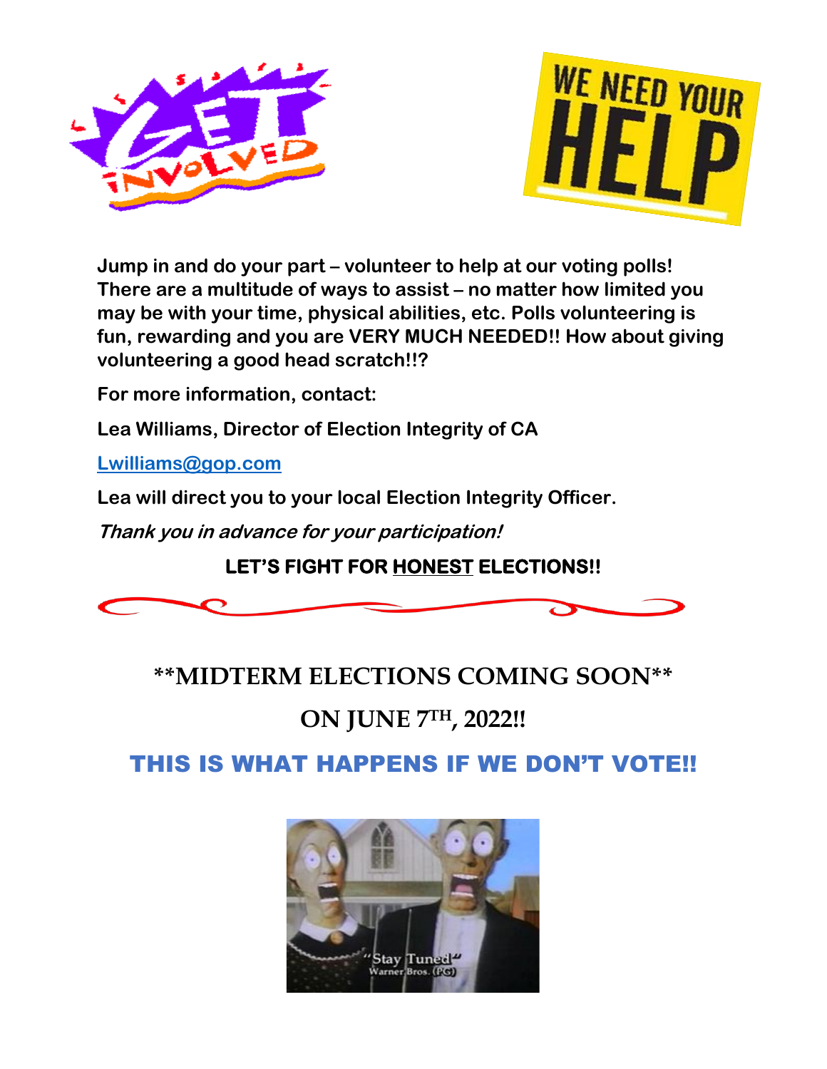**Jump in and do your part – volunteer to help at our voting polls! There are a multitude of ways to assist – no matter how limited you may be with your time, physical abilities, etc. Polls volunteering is fun, rewarding and you are VERY MUCH NEEDED!! How about giving volunteering a good head scratch!!?**

**For more information, contact:**

**Lea Williams, Director of Election Integrity of CA**

**[Lwilliams@gop.com](mailto:Lwilliams@gop.com)**

**Lea will direct you to your local Election Integrity Officer.**

***Thank you in advance for your participation!***

**LET'S FIGHT FOR HONEST ELECTIONS!!**

## \*\*MIDTERM ELECTIONS COMING SOON\*\*

## ON JUNE 7TH, 2022!!

## THIS IS WHAT HAPPENS IF WE DON'T VOTE!!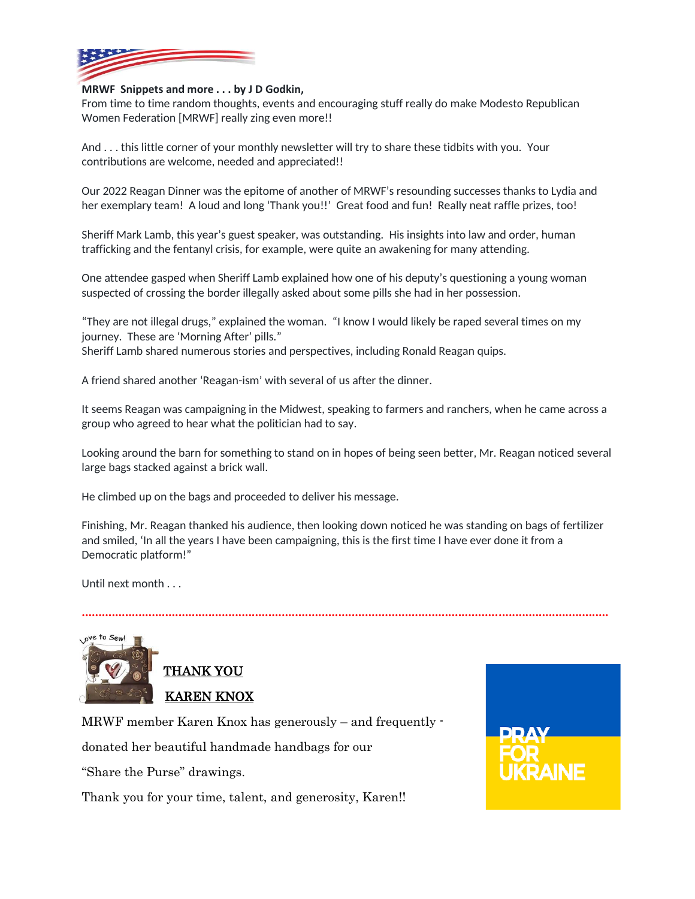**MRWF Snippets and more . . . by J D Godkin,**

From time to time random thoughts, events and encouraging stuff really do make Modesto Republican Women Federation [MRWF] really zing even more!!

And . . . this little corner of your monthly newsletter will try to share these tidbits with you. Your contributions are welcome, needed and appreciated!!

Our 2022 Reagan Dinner was the epitome of another of MRWF's resounding successes thanks to Lydia and her exemplary team! A loud and long 'Thank you!!' Great food and fun! Really neat raffle prizes, too!

Sheriff Mark Lamb, this year's guest speaker, was outstanding. His insights into law and order, human trafficking and the fentanyl crisis, for example, were quite an awakening for many attending.

One attendee gasped when Sheriff Lamb explained how one of his deputy's questioning a young woman suspected of crossing the border illegally asked about some pills she had in her possession.

"They are not illegal drugs," explained the woman. "I know I would likely be raped several times on my journey. These are 'Morning After' pills."
Sheriff Lamb shared numerous stories and perspectives, including Ronald Reagan quips.

A friend shared another 'Reagan-ism' with several of us after the dinner.

It seems Reagan was campaigning in the Midwest, speaking to farmers and ranchers, when he came across a group who agreed to hear what the politician had to say.

Looking around the barn for something to stand on in hopes of being seen better, Mr. Reagan noticed several large bags stacked against a brick wall.

He climbed up on the bags and proceeded to deliver his message.

Finishing, Mr. Reagan thanked his audience, then looking down noticed he was standing on bags of fertilizer and smiled, 'In all the years I have been campaigning, this is the first time I have ever done it from a Democratic platform!"

Until next month . . .

---

Love to Sew!

**THANK YOU**

**KAREN KNOX**

MRWF member Karen Knox has generously – and frequently - donated her beautiful handmade handbags for our "Share the Purse" drawings.

Thank you for your time, talent, and generosity, Karen!!

PRAY FOR UKRAINE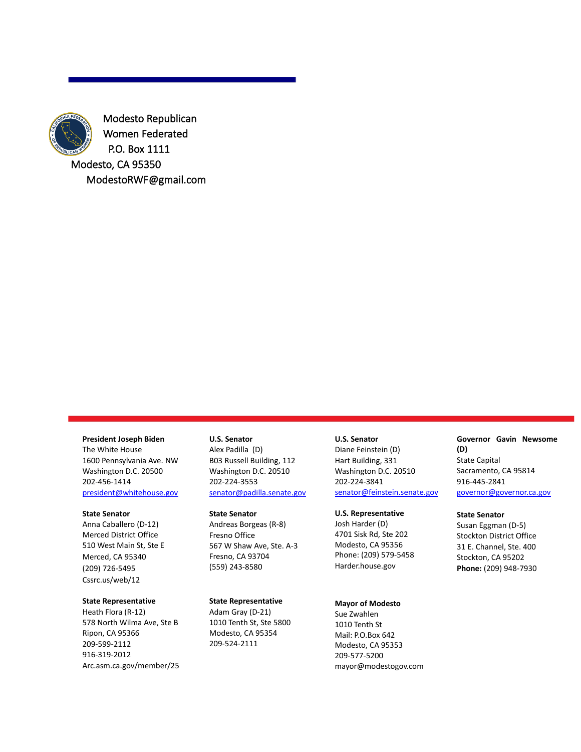Modesto Republican
Women Federated
P.O. Box 1111
Modesto, CA 95350
ModestoRWF@gmail.com

**President Joseph Biden**
The White House
1600 Pennsylvania Ave. NW
Washington D.C. 20500
202-456-1414
president@whitehouse.gov

**U.S. Senator**
Alex Padilla (D)
B03 Russell Building, 112
Washington D.C. 20510
202-224-3553
senator@padilla.senate.gov

**U.S. Senator**
Diane Feinstein (D)
Hart Building, 331
Washington D.C. 20510
202-224-3841
senator@feinstein.senate.gov

**Governor Gavin Newsome (D)**
State Capital
Sacramento, CA 95814
916-445-2841
governor@governor.ca.gov

**State Senator**
Anna Caballero (D-12)
Merced District Office
510 West Main St, Ste E
Merced, CA 95340
(209) 726-5495
Cssrc.us/web/12

**State Senator**
Andreas Borgeas (R-8)
Fresno Office
567 W Shaw Ave, Ste. A-3
Fresno, CA 93704
(559) 243-8580

**U.S. Representative**
Josh Harder (D)
4701 Sisk Rd, Ste 202
Modesto, CA 95356
Phone: (209) 579-5458
Harder.house.gov

**State Senator**
Susan Eggman (D-5)
Stockton District Office
31 E. Channel, Ste. 400
Stockton, CA 95202
**Phone:** (209) 948-7930

**State Representative**
Heath Flora (R-12)
578 North Wilma Ave, Ste B
Ripon, CA 95366
209-599-2112
916-319-2012
Arc.asm.ca.gov/member/25

**State Representative**
Adam Gray (D-21)
1010 Tenth St, Ste 5800
Modesto, CA 95354
209-524-2111

**Mayor of Modesto**
Sue Zwahlen
1010 Tenth St
Mail: P.O.Box 642
Modesto, CA 95353
209-577-5200
mayor@modestogov.com